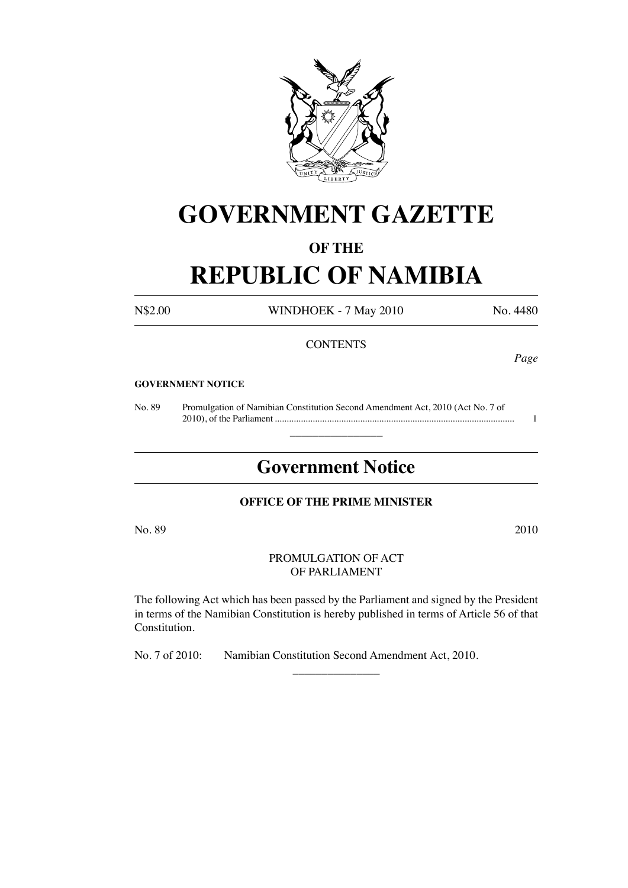# GOVERNMENT GAZETTE

## OF THE

# REPUBLIC OF NAMIBIA

N$2.00 WINDHOEK - 7 May 2010 No. 4480

CONTENTS

*Page*

**GOVERNMENT NOTICE**

No. 89 Promulgation of Namibian Constitution Second Amendment Act, 2010 (Act No. 7 of 2010), of the Parliament .................................................................................................... 1

---

## Government Notice

**OFFICE OF THE PRIME MINISTER**

No. 89 2010

PROMULGATION OF ACT
OF PARLIAMENT

The following Act which has been passed by the Parliament and signed by the President in terms of the Namibian Constitution is hereby published in terms of Article 56 of that Constitution.

No. 7 of 2010: Namibian Constitution Second Amendment Act, 2010.

---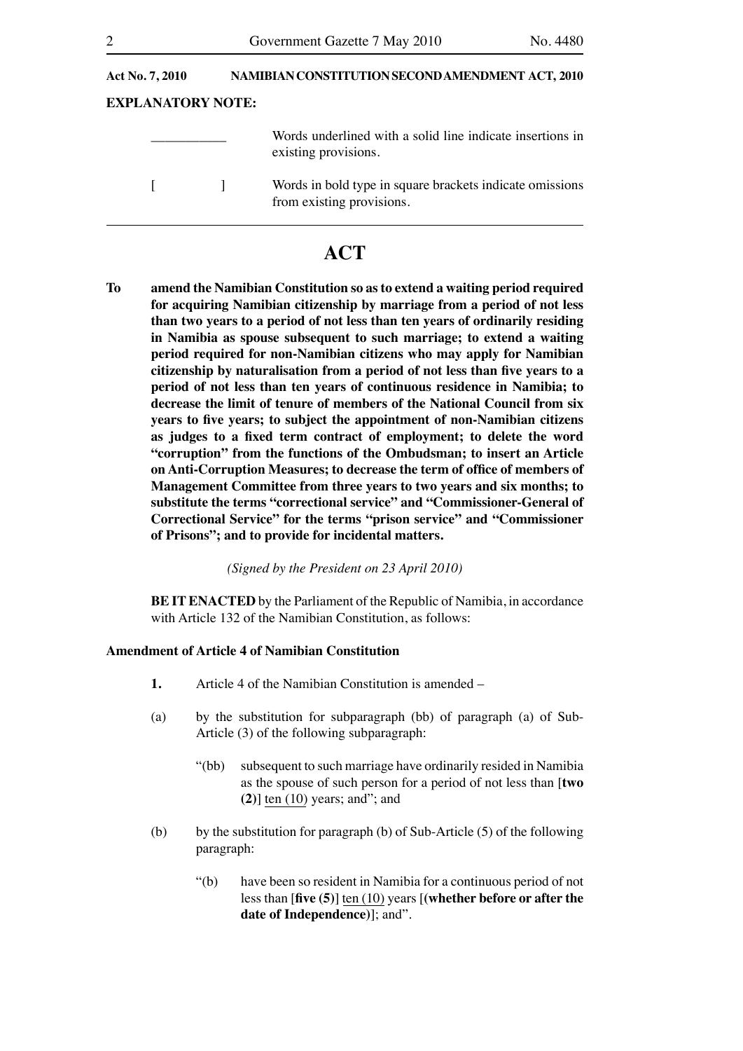**Act No. 7, 2010 NAMIBIAN CONSTITUTION SECOND AMENDMENT ACT, 2010**

**EXPLANATORY NOTE:**

| | |
|---|---|
| \_\_\_\_\_\_\_\_\_\_\_\_ | Words underlined with a solid line indicate insertions in existing provisions. |
| [ ] | Words in bold type in square brackets indicate omissions from existing provisions. |

# ACT

**To amend the Namibian Constitution so as to extend a waiting period required for acquiring Namibian citizenship by marriage from a period of not less than two years to a period of not less than ten years of ordinarily residing in Namibia as spouse subsequent to such marriage; to extend a waiting period required for non-Namibian citizens who may apply for Namibian citizenship by naturalisation from a period of not less than five years to a period of not less than ten years of continuous residence in Namibia; to decrease the limit of tenure of members of the National Council from six years to five years; to subject the appointment of non-Namibian citizens as judges to a fixed term contract of employment; to delete the word "corruption" from the functions of the Ombudsman; to insert an Article on Anti-Corruption Measures; to decrease the term of office of members of Management Committee from three years to two years and six months; to substitute the terms "correctional service" and "Commissioner-General of Correctional Service" for the terms "prison service" and "Commissioner of Prisons"; and to provide for incidental matters.**

*(Signed by the President on 23 April 2010)*

**BE IT ENACTED** by the Parliament of the Republic of Namibia, in accordance with Article 132 of the Namibian Constitution, as follows:

**Amendment of Article 4 of Namibian Constitution**

**1.** Article 4 of the Namibian Constitution is amended –

(a) by the substitution for subparagraph (bb) of paragraph (a) of Sub-Article (3) of the following subparagraph:

"(bb) subsequent to such marriage have ordinarily resided in Namibia as the spouse of such person for a period of not less than [**two (2)**] <u>ten (10)</u> years; and"; and

(b) by the substitution for paragraph (b) of Sub-Article (5) of the following paragraph:

"(b) have been so resident in Namibia for a continuous period of not less than [**five (5)**] <u>ten (10)</u> years [**(whether before or after the date of Independence)**]; and".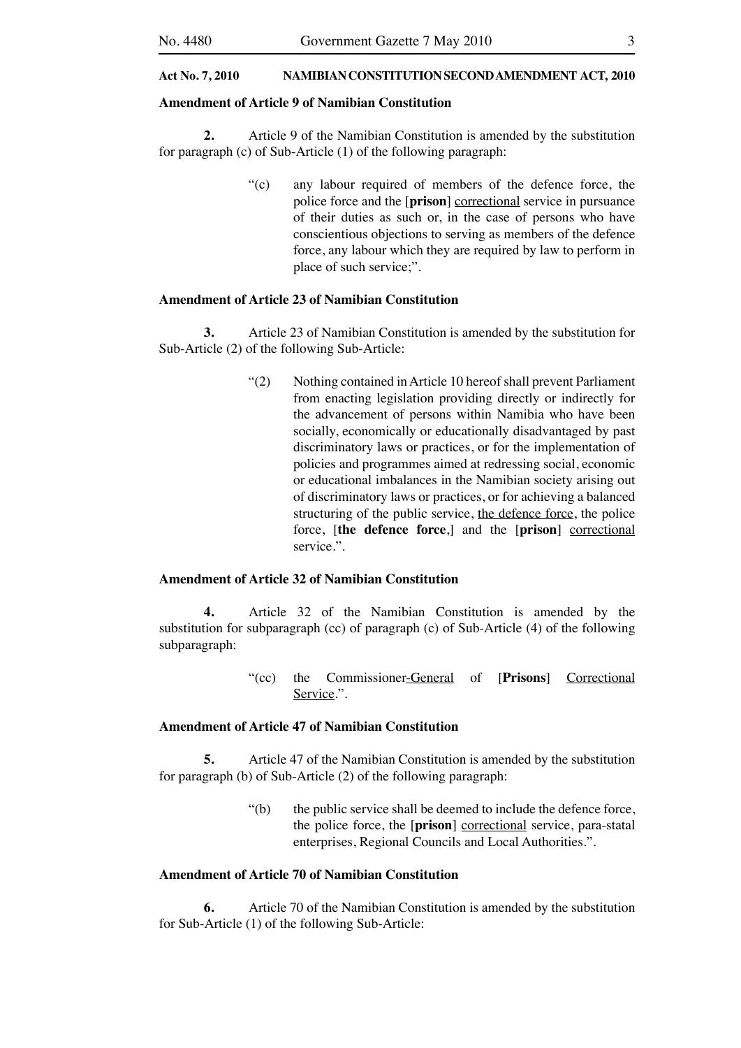**Act No. 7, 2010 NAMIBIAN CONSTITUTION SECOND AMENDMENT ACT, 2010**

**Amendment of Article 9 of Namibian Constitution**

**2.** Article 9 of the Namibian Constitution is amended by the substitution for paragraph (c) of Sub-Article (1) of the following paragraph:

> "(c) any labour required of members of the defence force, the police force and the [**prison**] <u>correctional</u> service in pursuance of their duties as such or, in the case of persons who have conscientious objections to serving as members of the defence force, any labour which they are required by law to perform in place of such service;".

**Amendment of Article 23 of Namibian Constitution**

**3.** Article 23 of Namibian Constitution is amended by the substitution for Sub-Article (2) of the following Sub-Article:

> "(2) Nothing contained in Article 10 hereof shall prevent Parliament from enacting legislation providing directly or indirectly for the advancement of persons within Namibia who have been socially, economically or educationally disadvantaged by past discriminatory laws or practices, or for the implementation of policies and programmes aimed at redressing social, economic or educational imbalances in the Namibian society arising out of discriminatory laws or practices, or for achieving a balanced structuring of the public service, <u>the defence force</u>, the police force, [**the defence force**,] and the [**prison**] <u>correctional</u> service.".

**Amendment of Article 32 of Namibian Constitution**

**4.** Article 32 of the Namibian Constitution is amended by the substitution for subparagraph (cc) of paragraph (c) of Sub-Article (4) of the following subparagraph:

> "(cc) the Commissioner<u>-General</u> of [**Prisons**] <u>Correctional Service</u>.".

**Amendment of Article 47 of Namibian Constitution**

**5.** Article 47 of the Namibian Constitution is amended by the substitution for paragraph (b) of Sub-Article (2) of the following paragraph:

> "(b) the public service shall be deemed to include the defence force, the police force, the [**prison**] <u>correctional</u> service, para-statal enterprises, Regional Councils and Local Authorities.".

**Amendment of Article 70 of Namibian Constitution**

**6.** Article 70 of the Namibian Constitution is amended by the substitution for Sub-Article (1) of the following Sub-Article: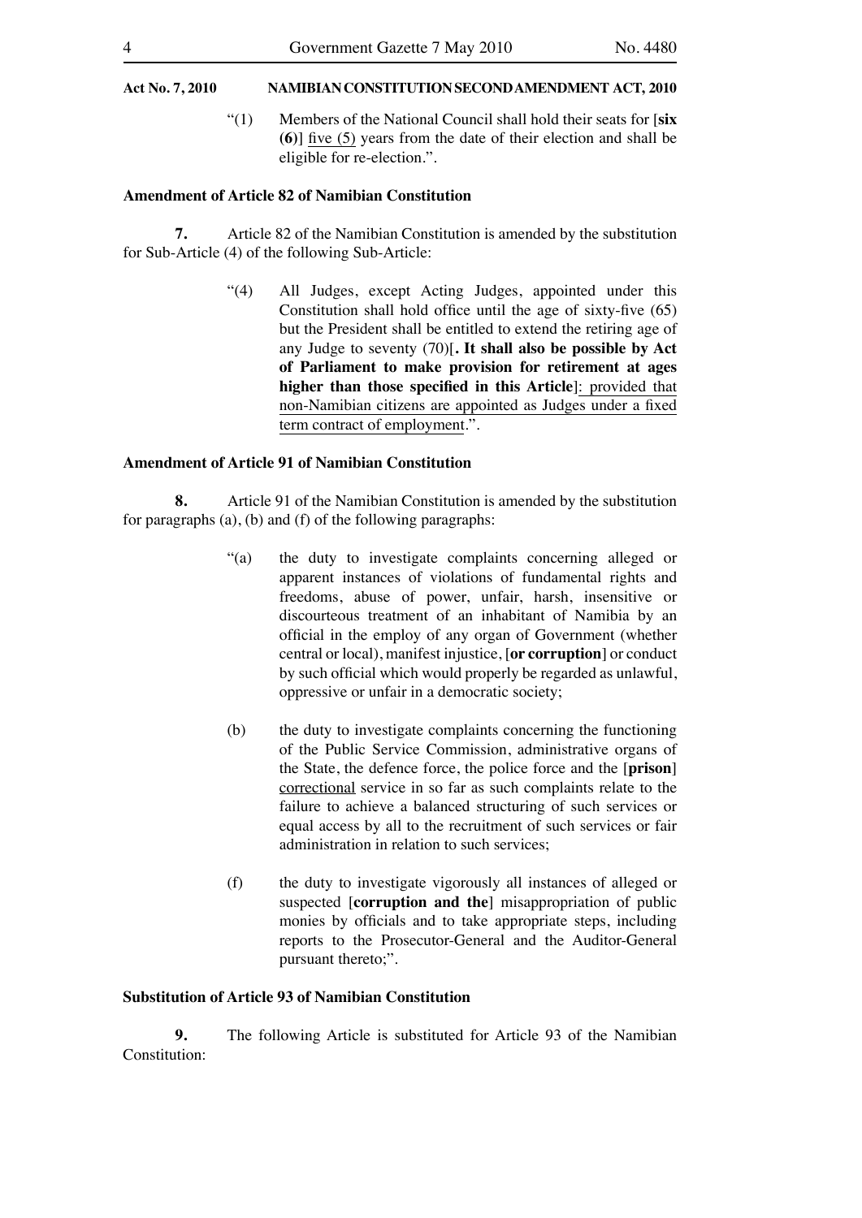"(1) Members of the National Council shall hold their seats for [**six (6)**] <u>five (5)</u> years from the date of their election and shall be eligible for re-election.".

**Amendment of Article 82 of Namibian Constitution**

**7.** Article 82 of the Namibian Constitution is amended by the substitution for Sub-Article (4) of the following Sub-Article:

> "(4) All Judges, except Acting Judges, appointed under this Constitution shall hold office until the age of sixty-five (65) but the President shall be entitled to extend the retiring age of any Judge to seventy (70)[**. It shall also be possible by Act of Parliament to make provision for retirement at ages higher than those specified in this Article**]<u>: provided that non-Namibian citizens are appointed as Judges under a fixed term contract of employment</u>.".

**Amendment of Article 91 of Namibian Constitution**

**8.** Article 91 of the Namibian Constitution is amended by the substitution for paragraphs (a), (b) and (f) of the following paragraphs:

> "(a) the duty to investigate complaints concerning alleged or apparent instances of violations of fundamental rights and freedoms, abuse of power, unfair, harsh, insensitive or discourteous treatment of an inhabitant of Namibia by an official in the employ of any organ of Government (whether central or local), manifest injustice, [**or corruption**] or conduct by such official which would properly be regarded as unlawful, oppressive or unfair in a democratic society;
>
> (b) the duty to investigate complaints concerning the functioning of the Public Service Commission, administrative organs of the State, the defence force, the police force and the [**prison**] <u>correctional</u> service in so far as such complaints relate to the failure to achieve a balanced structuring of such services or equal access by all to the recruitment of such services or fair administration in relation to such services;
>
> (f) the duty to investigate vigorously all instances of alleged or suspected [**corruption and the**] misappropriation of public monies by officials and to take appropriate steps, including reports to the Prosecutor-General and the Auditor-General pursuant thereto;".

**Substitution of Article 93 of Namibian Constitution**

**9.** The following Article is substituted for Article 93 of the Namibian Constitution: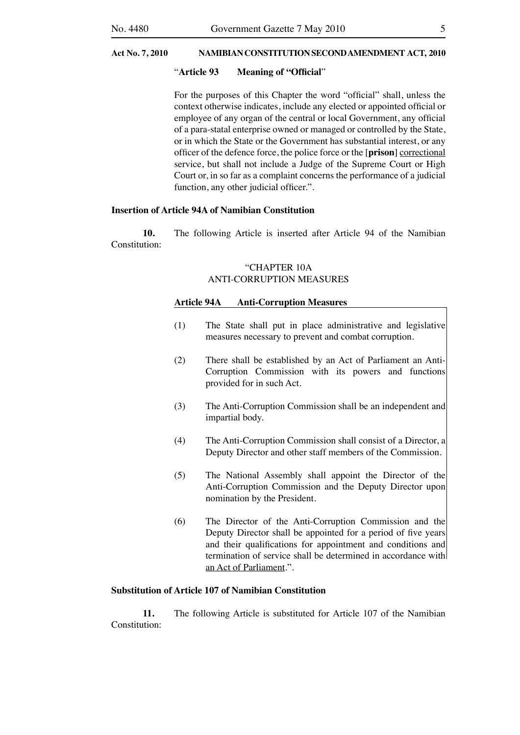"**Article 93 Meaning of "Official**"

For the purposes of this Chapter the word "official" shall, unless the context otherwise indicates, include any elected or appointed official or employee of any organ of the central or local Government, any official of a para-statal enterprise owned or managed or controlled by the State, or in which the State or the Government has substantial interest, or any officer of the defence force, the police force or the [**prison**] <u>correctional</u> service, but shall not include a Judge of the Supreme Court or High Court or, in so far as a complaint concerns the performance of a judicial function, any other judicial officer.".

**Insertion of Article 94A of Namibian Constitution**

**10.** The following Article is inserted after Article 94 of the Namibian Constitution:

"CHAPTER 10A
ANTI-CORRUPTION MEASURES

<u>**Article 94A Anti-Corruption Measures**</u>

(1) The State shall put in place administrative and legislative measures necessary to prevent and combat corruption.

(2) There shall be established by an Act of Parliament an Anti-Corruption Commission with its powers and functions provided for in such Act.

(3) The Anti-Corruption Commission shall be an independent and impartial body.

(4) The Anti-Corruption Commission shall consist of a Director, a Deputy Director and other staff members of the Commission.

(5) The National Assembly shall appoint the Director of the Anti-Corruption Commission and the Deputy Director upon nomination by the President.

(6) The Director of the Anti-Corruption Commission and the Deputy Director shall be appointed for a period of five years and their qualifications for appointment and conditions and termination of service shall be determined in accordance with <u>an Act of Parliament</u>.".

**Substitution of Article 107 of Namibian Constitution**

**11.** The following Article is substituted for Article 107 of the Namibian Constitution: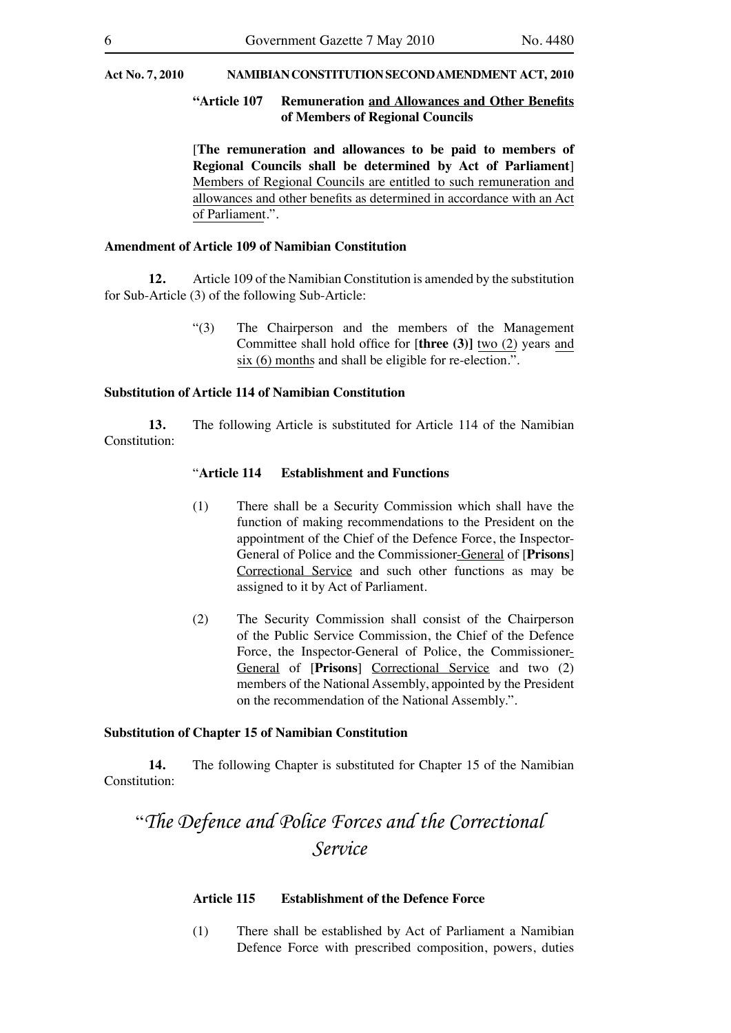**"Article 107 Remuneration <u>and Allowances and Other Benefits</u> of Members of Regional Councils**

[**The remuneration and allowances to be paid to members of Regional Councils shall be determined by Act of Parliament**] <u>Members of Regional Councils are entitled to such remuneration and allowances and other benefits as determined in accordance with an Act of Parliament</u>.".

**Amendment of Article 109 of Namibian Constitution**

**12.** Article 109 of the Namibian Constitution is amended by the substitution for Sub-Article (3) of the following Sub-Article:

"(3) The Chairperson and the members of the Management Committee shall hold office for [**three (3)**] <u>two (2)</u> years <u>and six (6) months</u> and shall be eligible for re-election.".

**Substitution of Article 114 of Namibian Constitution**

**13.** The following Article is substituted for Article 114 of the Namibian Constitution:

"**Article 114 Establishment and Functions**

(1) There shall be a Security Commission which shall have the function of making recommendations to the President on the appointment of the Chief of the Defence Force, the Inspector-General of Police and the Commissioner<u>-General</u> of [**Prisons**] <u>Correctional Service</u> and such other functions as may be assigned to it by Act of Parliament.

(2) The Security Commission shall consist of the Chairperson of the Public Service Commission, the Chief of the Defence Force, the Inspector-General of Police, the Commissioner<u>-General</u> of [**Prisons**] <u>Correctional Service</u> and two (2) members of the National Assembly, appointed by the President on the recommendation of the National Assembly.".

**Substitution of Chapter 15 of Namibian Constitution**

**14.** The following Chapter is substituted for Chapter 15 of the Namibian Constitution:

"*The Defence and Police Forces and the Correctional Service*

**Article 115 Establishment of the Defence Force**

(1) There shall be established by Act of Parliament a Namibian Defence Force with prescribed composition, powers, duties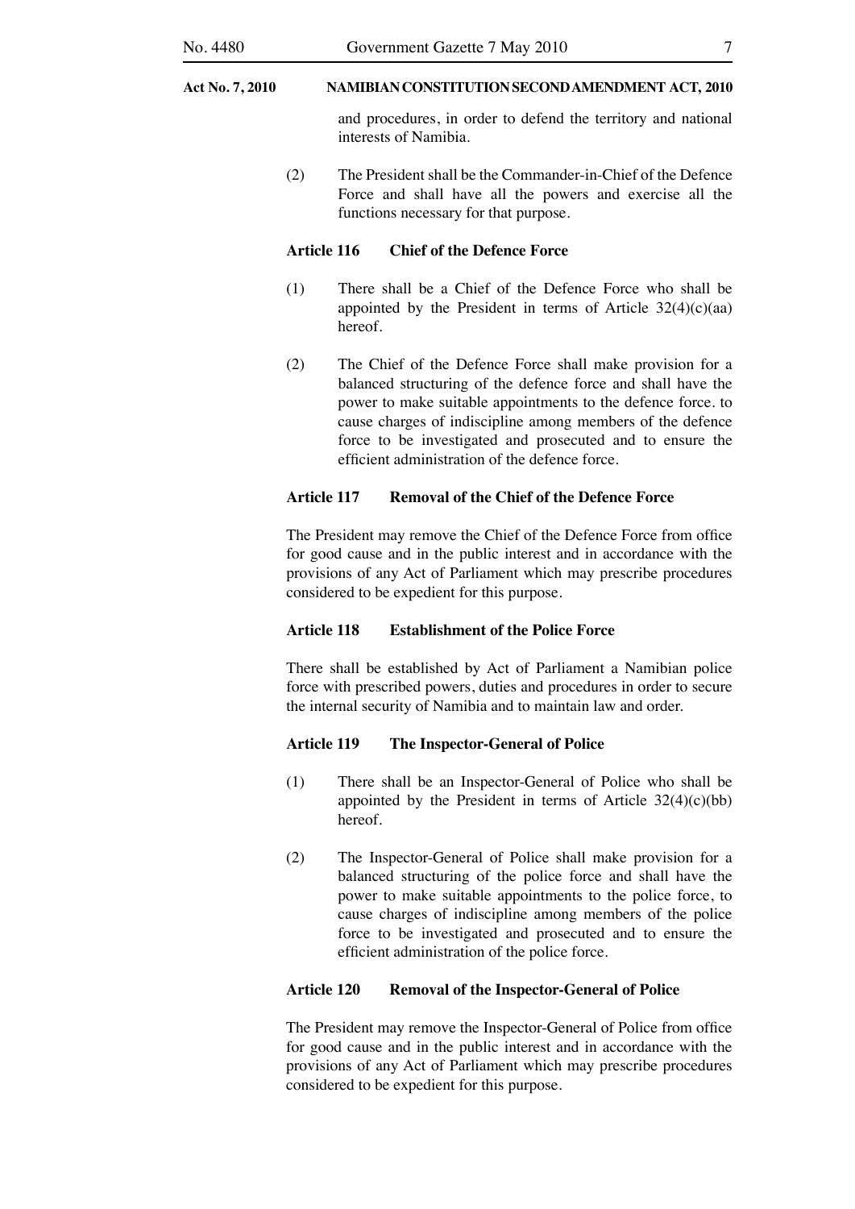and procedures, in order to defend the territory and national interests of Namibia.

(2) The President shall be the Commander-in-Chief of the Defence Force and shall have all the powers and exercise all the functions necessary for that purpose.

**Article 116 Chief of the Defence Force**

(1) There shall be a Chief of the Defence Force who shall be appointed by the President in terms of Article 32(4)(c)(aa) hereof.

(2) The Chief of the Defence Force shall make provision for a balanced structuring of the defence force and shall have the power to make suitable appointments to the defence force. to cause charges of indiscipline among members of the defence force to be investigated and prosecuted and to ensure the efficient administration of the defence force.

**Article 117 Removal of the Chief of the Defence Force**

The President may remove the Chief of the Defence Force from office for good cause and in the public interest and in accordance with the provisions of any Act of Parliament which may prescribe procedures considered to be expedient for this purpose.

**Article 118 Establishment of the Police Force**

There shall be established by Act of Parliament a Namibian police force with prescribed powers, duties and procedures in order to secure the internal security of Namibia and to maintain law and order.

**Article 119 The Inspector-General of Police**

(1) There shall be an Inspector-General of Police who shall be appointed by the President in terms of Article 32(4)(c)(bb) hereof.

(2) The Inspector-General of Police shall make provision for a balanced structuring of the police force and shall have the power to make suitable appointments to the police force, to cause charges of indiscipline among members of the police force to be investigated and prosecuted and to ensure the efficient administration of the police force.

**Article 120 Removal of the Inspector-General of Police**

The President may remove the Inspector-General of Police from office for good cause and in the public interest and in accordance with the provisions of any Act of Parliament which may prescribe procedures considered to be expedient for this purpose.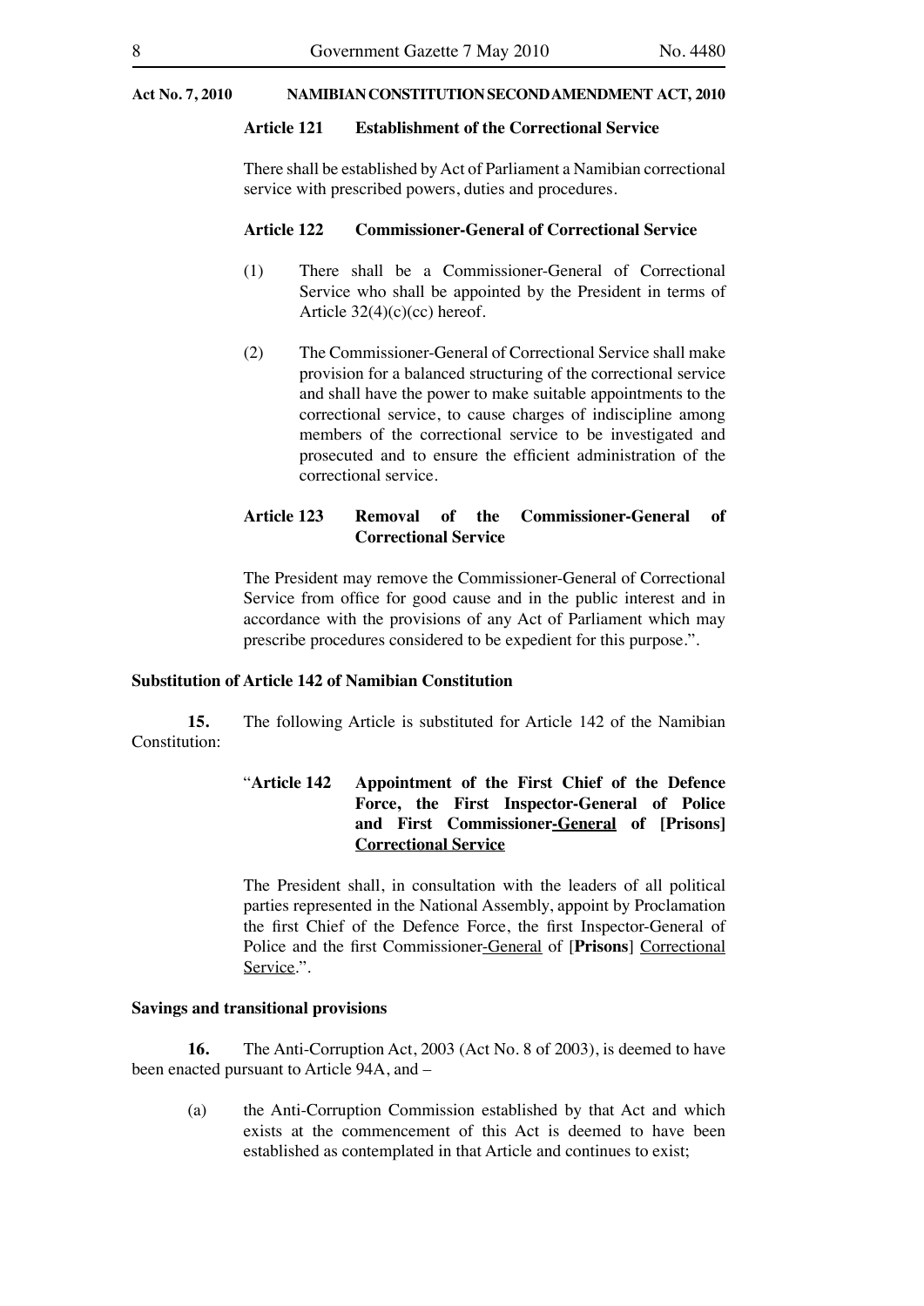**Act No. 7, 2010 NAMIBIAN CONSTITUTION SECOND AMENDMENT ACT, 2010**

**Article 121 Establishment of the Correctional Service**

There shall be established by Act of Parliament a Namibian correctional service with prescribed powers, duties and procedures.

**Article 122 Commissioner-General of Correctional Service**

(1) There shall be a Commissioner-General of Correctional Service who shall be appointed by the President in terms of Article 32(4)(c)(cc) hereof.

(2) The Commissioner-General of Correctional Service shall make provision for a balanced structuring of the correctional service and shall have the power to make suitable appointments to the correctional service, to cause charges of indiscipline among members of the correctional service to be investigated and prosecuted and to ensure the efficient administration of the correctional service.

**Article 123 Removal of the Commissioner-General of Correctional Service**

The President may remove the Commissioner-General of Correctional Service from office for good cause and in the public interest and in accordance with the provisions of any Act of Parliament which may prescribe procedures considered to be expedient for this purpose.".

**Substitution of Article 142 of Namibian Constitution**

**15.** The following Article is substituted for Article 142 of the Namibian Constitution:

"**Article 142 Appointment of the First Chief of the Defence Force, the First Inspector-General of Police and First Commissioner-General of [Prisons] Correctional Service**

The President shall, in consultation with the leaders of all political parties represented in the National Assembly, appoint by Proclamation the first Chief of the Defence Force, the first Inspector-General of Police and the first Commissioner-General of [**Prisons**] Correctional Service.".

**Savings and transitional provisions**

**16.** The Anti-Corruption Act, 2003 (Act No. 8 of 2003), is deemed to have been enacted pursuant to Article 94A, and –

(a) the Anti-Corruption Commission established by that Act and which exists at the commencement of this Act is deemed to have been established as contemplated in that Article and continues to exist;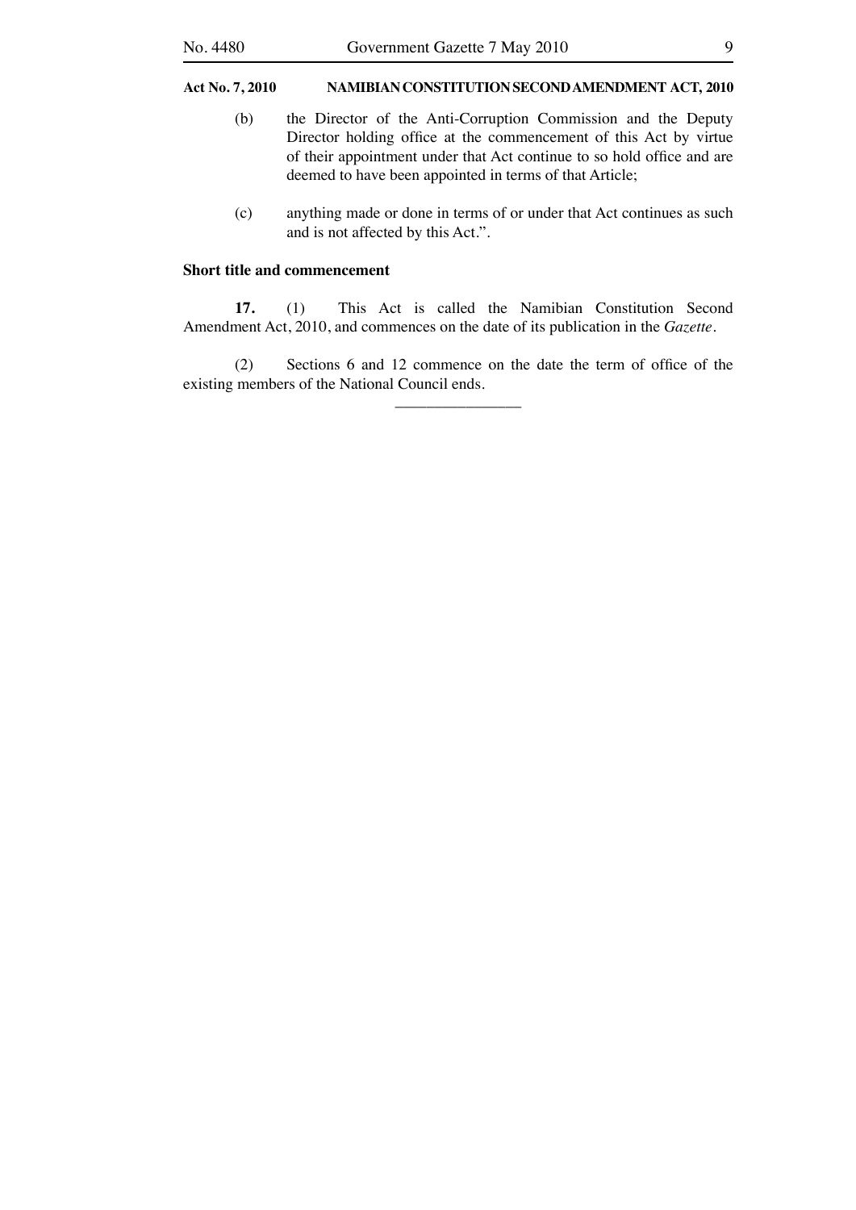(b) the Director of the Anti-Corruption Commission and the Deputy Director holding office at the commencement of this Act by virtue of their appointment under that Act continue to so hold office and are deemed to have been appointed in terms of that Article;

(c) anything made or done in terms of or under that Act continues as such and is not affected by this Act.".

**Short title and commencement**

**17.** (1) This Act is called the Namibian Constitution Second Amendment Act, 2010, and commences on the date of its publication in the *Gazette*.

(2) Sections 6 and 12 commence on the date the term of office of the existing members of the National Council ends.

________________